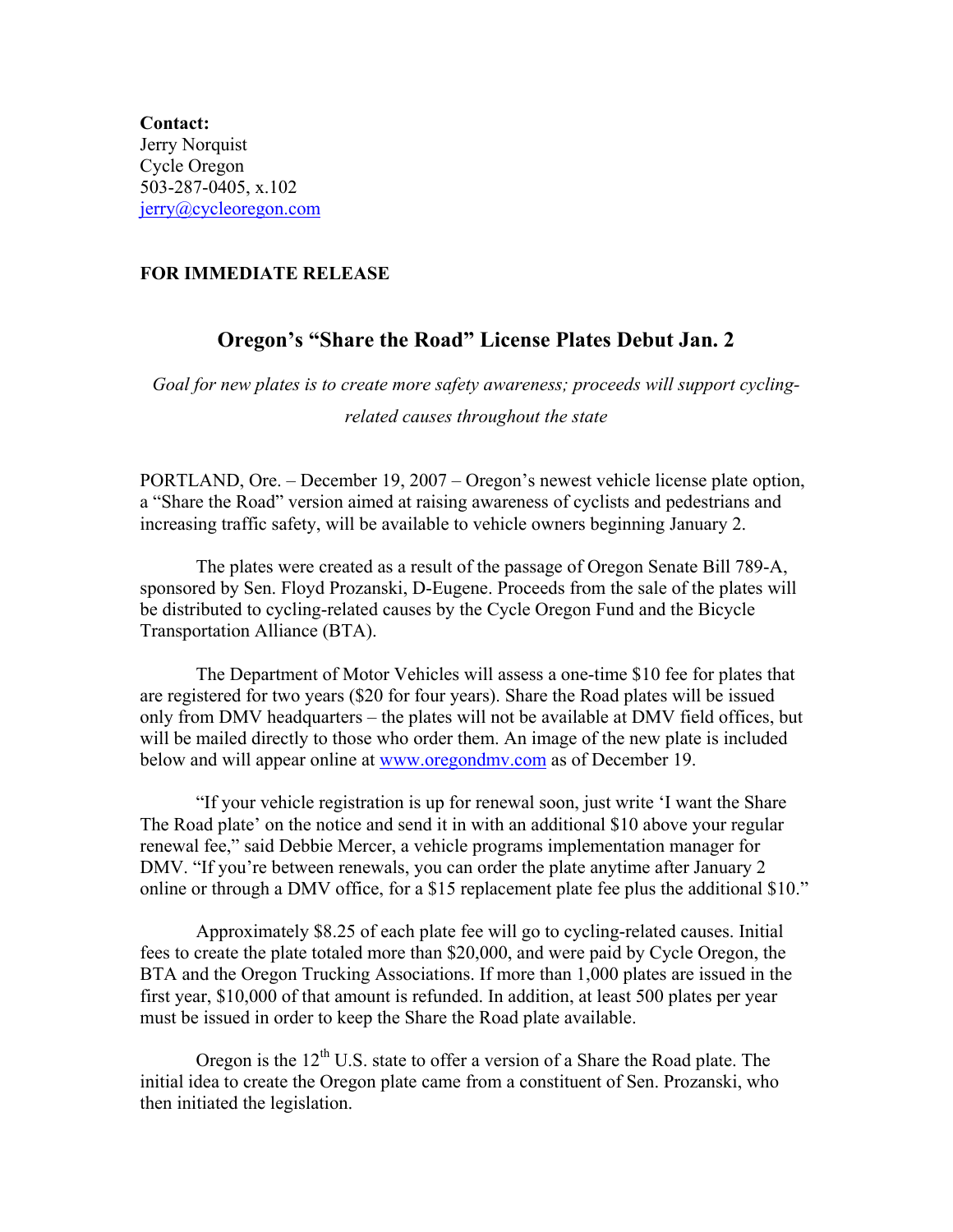**Contact:**
Jerry Norquist
Cycle Oregon
503-287-0405, x.102
jerry@cycleoregon.com

**FOR IMMEDIATE RELEASE**

# Oregon's "Share the Road" License Plates Debut Jan. 2

*Goal for new plates is to create more safety awareness; proceeds will support cycling-related causes throughout the state*

PORTLAND, Ore. – December 19, 2007 – Oregon's newest vehicle license plate option, a "Share the Road" version aimed at raising awareness of cyclists and pedestrians and increasing traffic safety, will be available to vehicle owners beginning January 2.

The plates were created as a result of the passage of Oregon Senate Bill 789-A, sponsored by Sen. Floyd Prozanski, D-Eugene. Proceeds from the sale of the plates will be distributed to cycling-related causes by the Cycle Oregon Fund and the Bicycle Transportation Alliance (BTA).

The Department of Motor Vehicles will assess a one-time $10 fee for plates that are registered for two years ($20 for four years). Share the Road plates will be issued only from DMV headquarters – the plates will not be available at DMV field offices, but will be mailed directly to those who order them. An image of the new plate is included below and will appear online at www.oregondmv.com as of December 19.

"If your vehicle registration is up for renewal soon, just write 'I want the Share The Road plate' on the notice and send it in with an additional $10 above your regular renewal fee," said Debbie Mercer, a vehicle programs implementation manager for DMV. "If you're between renewals, you can order the plate anytime after January 2 online or through a DMV office, for a $15 replacement plate fee plus the additional $10."

Approximately $8.25 of each plate fee will go to cycling-related causes. Initial fees to create the plate totaled more than $20,000, and were paid by Cycle Oregon, the BTA and the Oregon Trucking Associations. If more than 1,000 plates are issued in the first year, $10,000 of that amount is refunded. In addition, at least 500 plates per year must be issued in order to keep the Share the Road plate available.

Oregon is the 12th U.S. state to offer a version of a Share the Road plate. The initial idea to create the Oregon plate came from a constituent of Sen. Prozanski, who then initiated the legislation.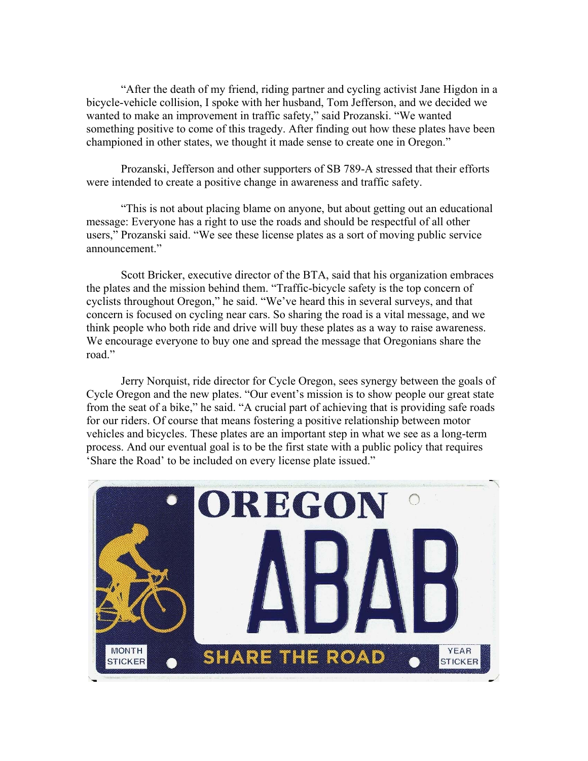"After the death of my friend, riding partner and cycling activist Jane Higdon in a bicycle-vehicle collision, I spoke with her husband, Tom Jefferson, and we decided we wanted to make an improvement in traffic safety," said Prozanski. "We wanted something positive to come of this tragedy. After finding out how these plates have been championed in other states, we thought it made sense to create one in Oregon."

Prozanski, Jefferson and other supporters of SB 789-A stressed that their efforts were intended to create a positive change in awareness and traffic safety.

"This is not about placing blame on anyone, but about getting out an educational message: Everyone has a right to use the roads and should be respectful of all other users," Prozanski said. "We see these license plates as a sort of moving public service announcement."

Scott Bricker, executive director of the BTA, said that his organization embraces the plates and the mission behind them. "Traffic-bicycle safety is the top concern of cyclists throughout Oregon," he said. "We've heard this in several surveys, and that concern is focused on cycling near cars. So sharing the road is a vital message, and we think people who both ride and drive will buy these plates as a way to raise awareness. We encourage everyone to buy one and spread the message that Oregonians share the road."

Jerry Norquist, ride director for Cycle Oregon, sees synergy between the goals of Cycle Oregon and the new plates. "Our event's mission is to show people our great state from the seat of a bike," he said. "A crucial part of achieving that is providing safe roads for our riders. Of course that means fostering a positive relationship between motor vehicles and bicycles. These plates are an important step in what we see as a long-term process. And our eventual goal is to be the first state with a public policy that requires 'Share the Road' to be included on every license plate issued."

OREGON

ABAB

MONTH STICKER

SHARE THE ROAD

YEAR STICKER